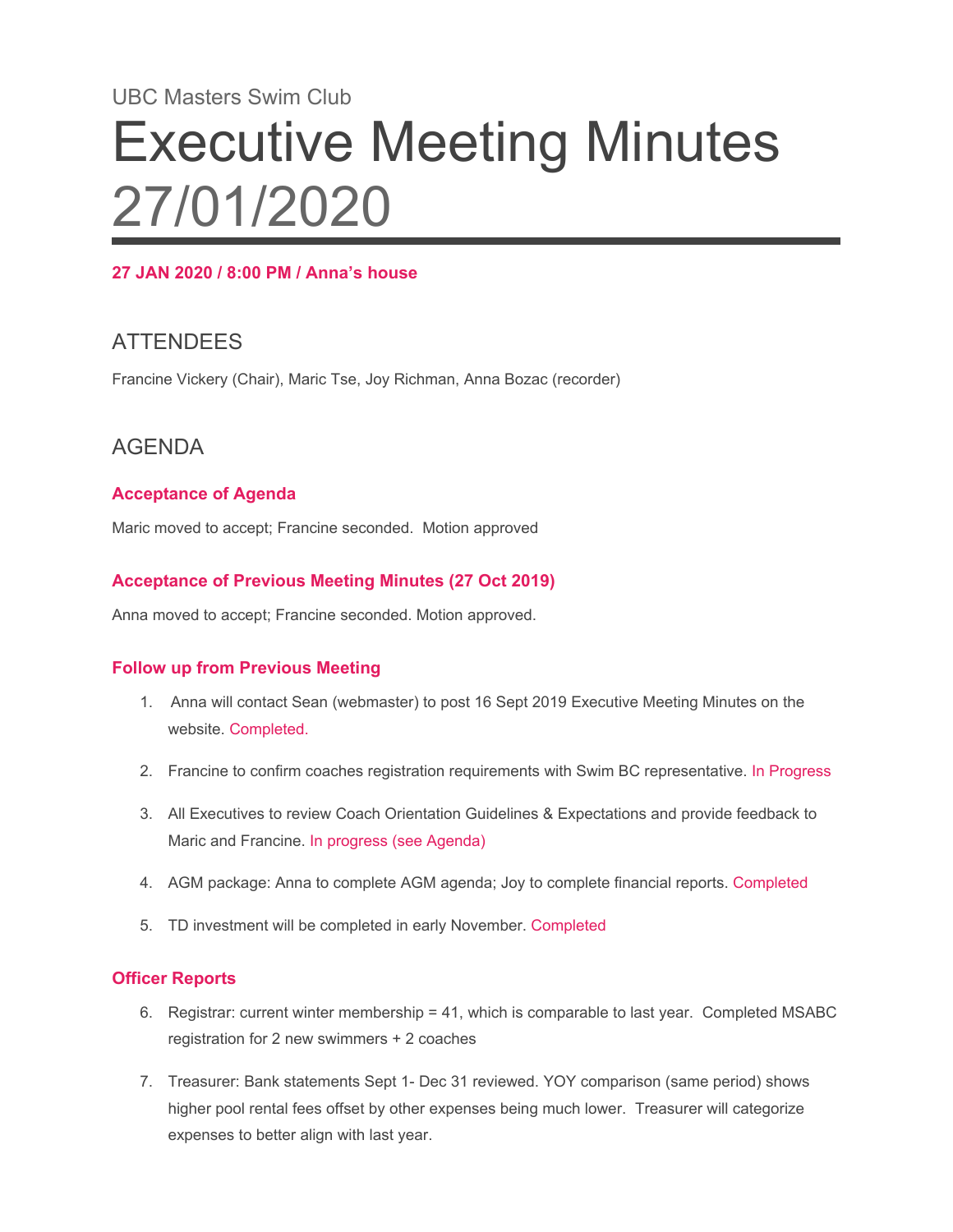UBC Masters Swim Club

# Executive Meeting Minutes 27/01/2020

**27 JAN 2020 / 8:00 PM / Anna's house**

## ATTENDEES

Francine Vickery (Chair), Maric Tse, Joy Richman, Anna Bozac (recorder)

## AGENDA

### Acceptance of Agenda

Maric moved to accept; Francine seconded. Motion approved

### Acceptance of Previous Meeting Minutes (27 Oct 2019)

Anna moved to accept; Francine seconded. Motion approved.

### Follow up from Previous Meeting

1. Anna will contact Sean (webmaster) to post 16 Sept 2019 Executive Meeting Minutes on the website. Completed.
2. Francine to confirm coaches registration requirements with Swim BC representative. In Progress
3. All Executives to review Coach Orientation Guidelines & Expectations and provide feedback to Maric and Francine. In progress (see Agenda)
4. AGM package: Anna to complete AGM agenda; Joy to complete financial reports. Completed
5. TD investment will be completed in early November. Completed

### Officer Reports

6. Registrar: current winter membership = 41, which is comparable to last year. Completed MSABC registration for 2 new swimmers + 2 coaches
7. Treasurer: Bank statements Sept 1- Dec 31 reviewed. YOY comparison (same period) shows higher pool rental fees offset by other expenses being much lower. Treasurer will categorize expenses to better align with last year.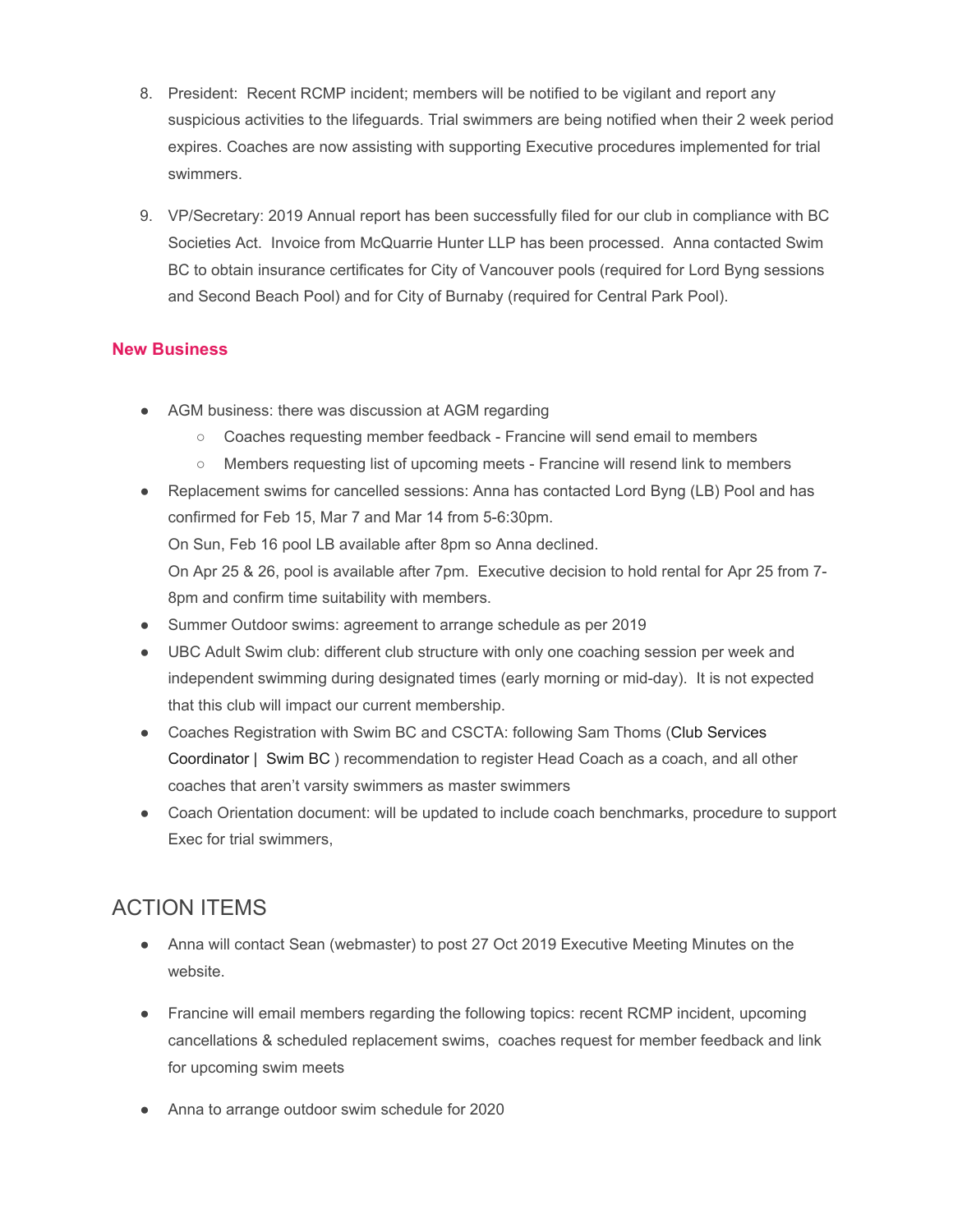8. President: Recent RCMP incident; members will be notified to be vigilant and report any suspicious activities to the lifeguards. Trial swimmers are being notified when their 2 week period expires. Coaches are now assisting with supporting Executive procedures implemented for trial swimmers.

9. VP/Secretary: 2019 Annual report has been successfully filed for our club in compliance with BC Societies Act. Invoice from McQuarrie Hunter LLP has been processed. Anna contacted Swim BC to obtain insurance certificates for City of Vancouver pools (required for Lord Byng sessions and Second Beach Pool) and for City of Burnaby (required for Central Park Pool).

### New Business

- AGM business: there was discussion at AGM regarding
    - Coaches requesting member feedback - Francine will send email to members
    - Members requesting list of upcoming meets - Francine will resend link to members
- Replacement swims for cancelled sessions: Anna has contacted Lord Byng (LB) Pool and has confirmed for Feb 15, Mar 7 and Mar 14 from 5-6:30pm.
  On Sun, Feb 16 pool LB available after 8pm so Anna declined.
  On Apr 25 & 26, pool is available after 7pm. Executive decision to hold rental for Apr 25 from 7-8pm and confirm time suitability with members.
- Summer Outdoor swims: agreement to arrange schedule as per 2019
- UBC Adult Swim club: different club structure with only one coaching session per week and independent swimming during designated times (early morning or mid-day). It is not expected that this club will impact our current membership.
- Coaches Registration with Swim BC and CSCTA: following Sam Thoms (Club Services Coordinator | Swim BC ) recommendation to register Head Coach as a coach, and all other coaches that aren't varsity swimmers as master swimmers
- Coach Orientation document: will be updated to include coach benchmarks, procedure to support Exec for trial swimmers,

## ACTION ITEMS

- Anna will contact Sean (webmaster) to post 27 Oct 2019 Executive Meeting Minutes on the website.

- Francine will email members regarding the following topics: recent RCMP incident, upcoming cancellations & scheduled replacement swims, coaches request for member feedback and link for upcoming swim meets

- Anna to arrange outdoor swim schedule for 2020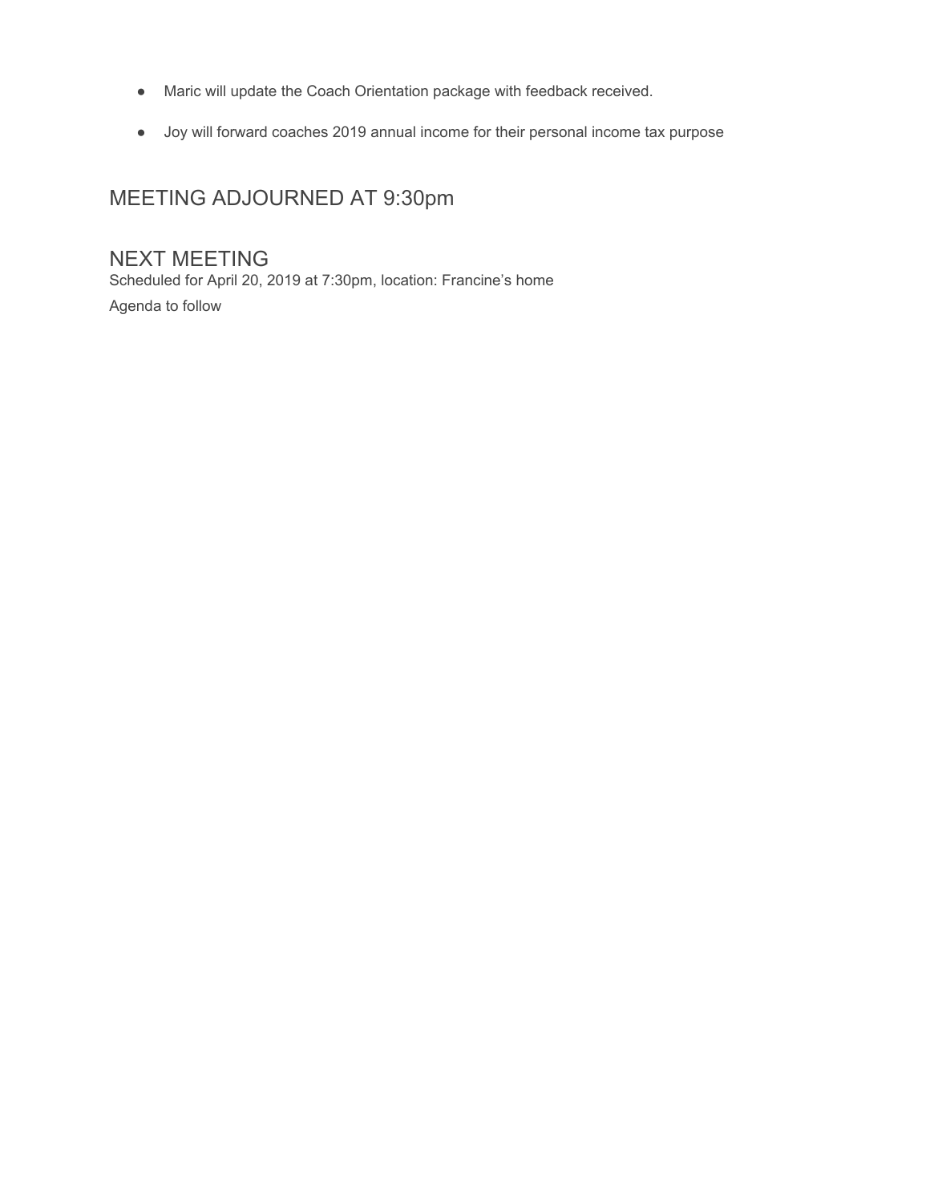- Maric will update the Coach Orientation package with feedback received.
- Joy will forward coaches 2019 annual income for their personal income tax purpose

## MEETING ADJOURNED AT 9:30pm

## NEXT MEETING

Scheduled for April 20, 2019 at 7:30pm, location: Francine's home

Agenda to follow